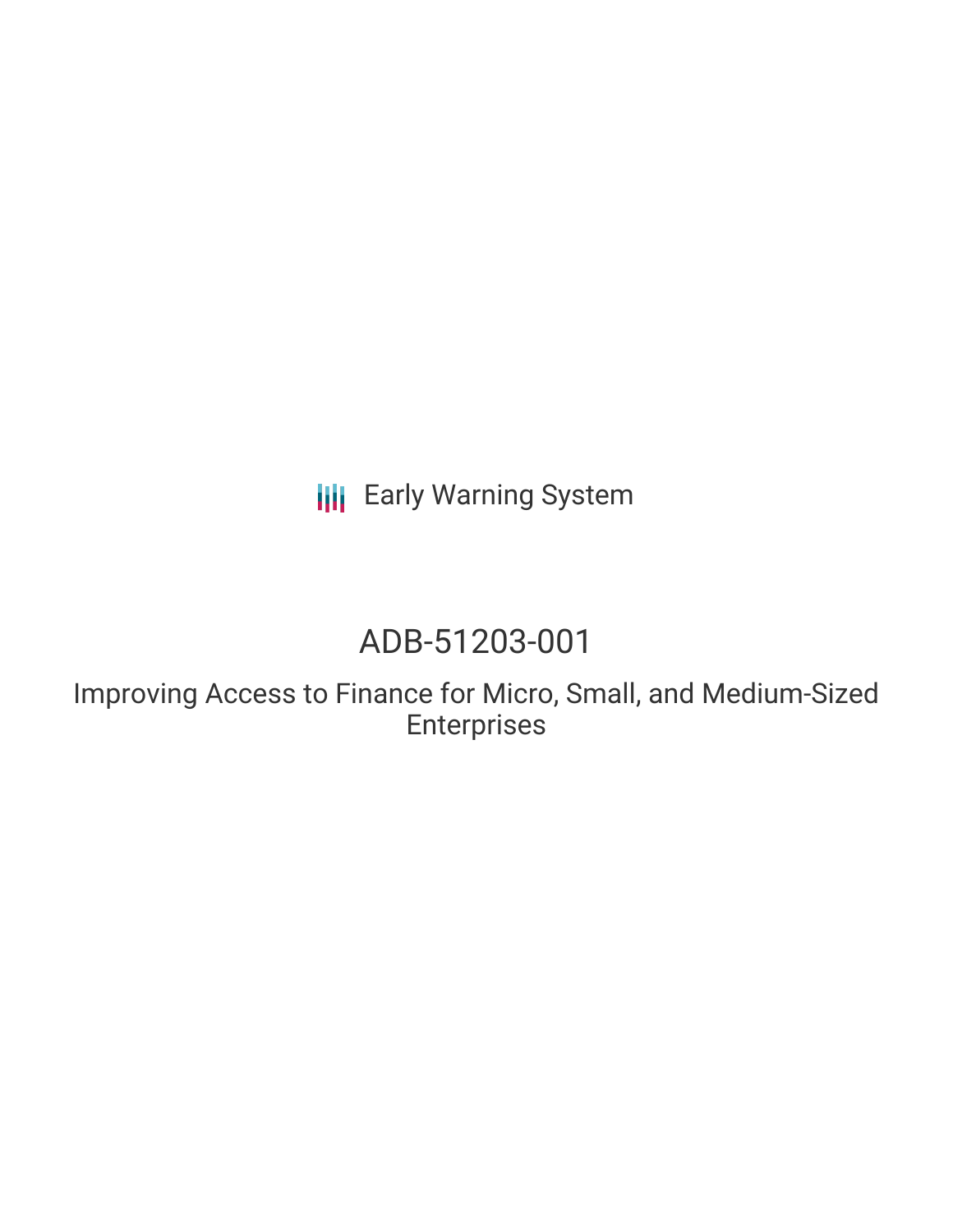Early Warning System

# ADB-51203-001

## Improving Access to Finance for Micro, Small, and Medium-Sized Enterprises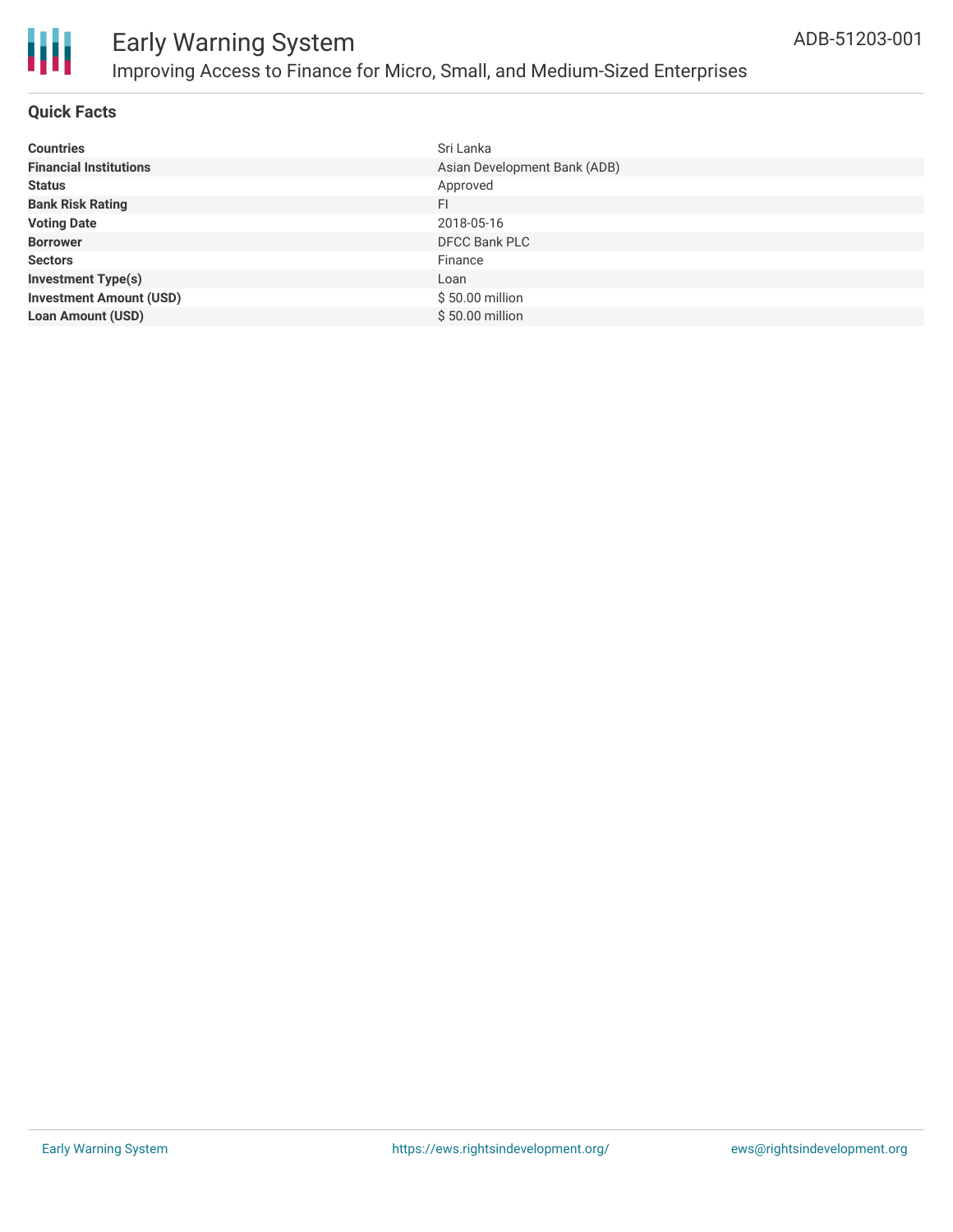# Early Warning System

## Improving Access to Finance for Micro, Small, and Medium-Sized Enterprises

ADB-51203-001

### Quick Facts

| | |
|---|---|
| **Countries** | Sri Lanka |
| **Financial Institutions** | Asian Development Bank (ADB) |
| **Status** | Approved |
| **Bank Risk Rating** | FI |
| **Voting Date** | 2018-05-16 |
| **Borrower** | DFCC Bank PLC |
| **Sectors** | Finance |
| **Investment Type(s)** | Loan |
| **Investment Amount (USD)** | $ 50.00 million |
| **Loan Amount (USD)** | $ 50.00 million |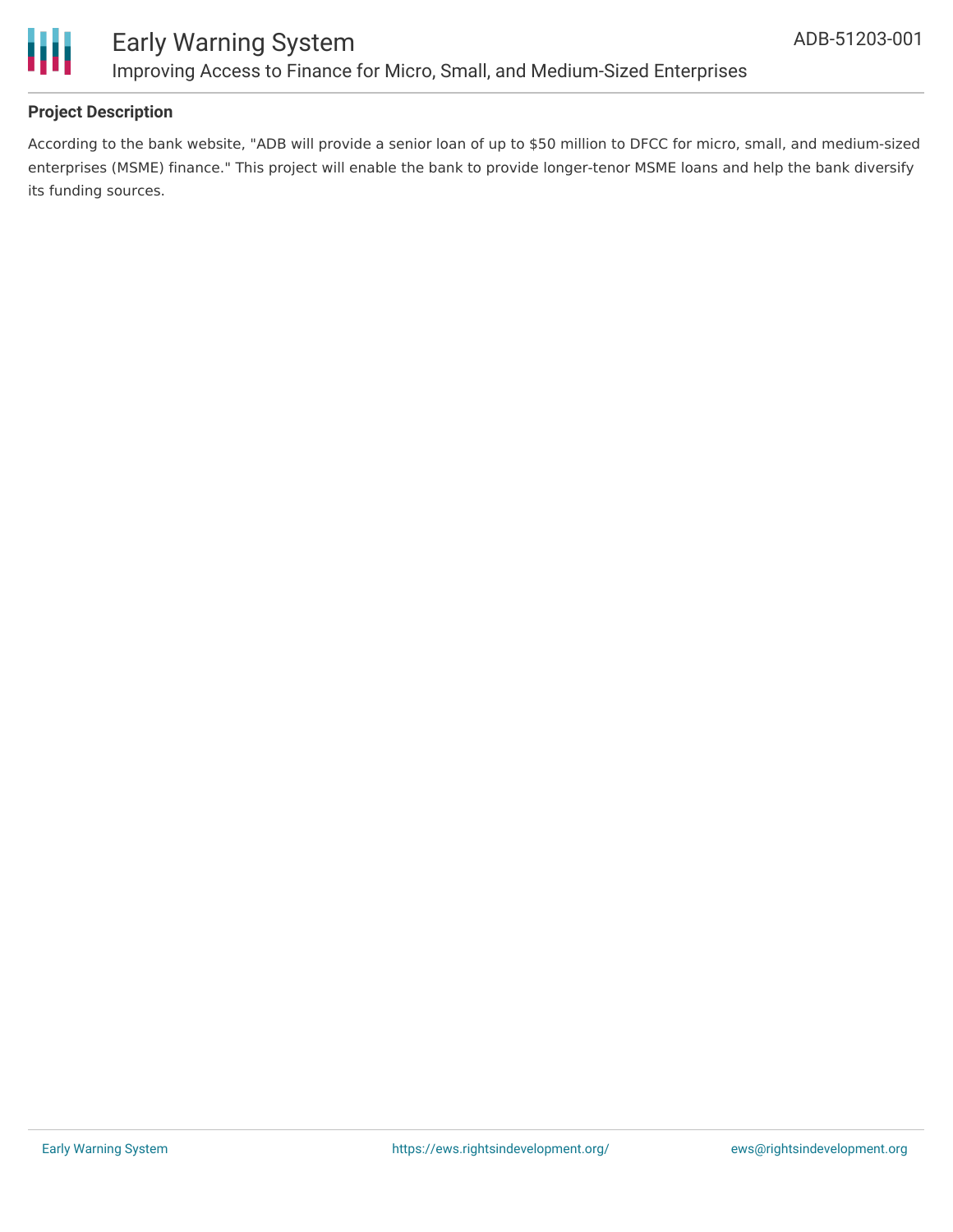**Project Description**

According to the bank website, "ADB will provide a senior loan of up to $50 million to DFCC for micro, small, and medium-sized enterprises (MSME) finance." This project will enable the bank to provide longer-tenor MSME loans and help the bank diversify its funding sources.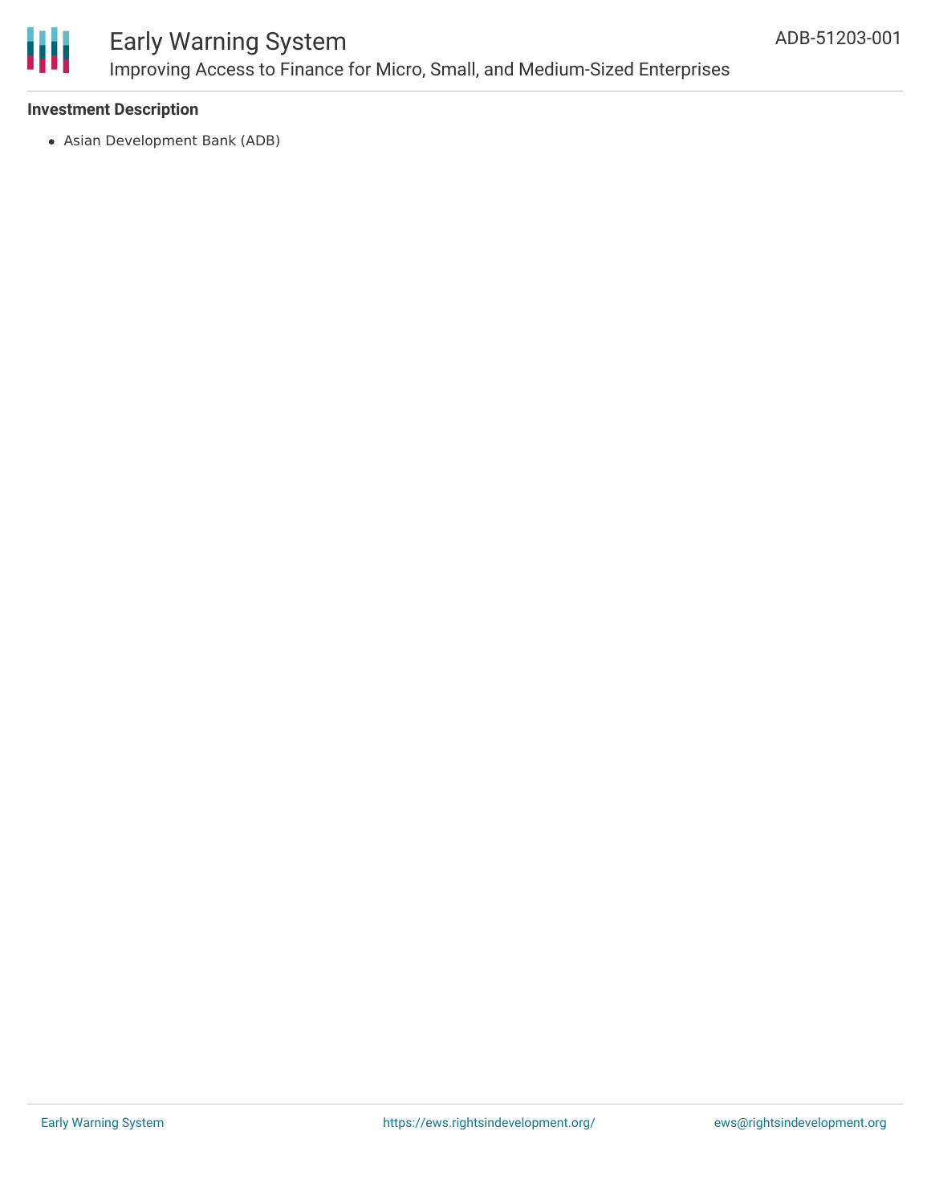### Investment Description

- Asian Development Bank (ADB)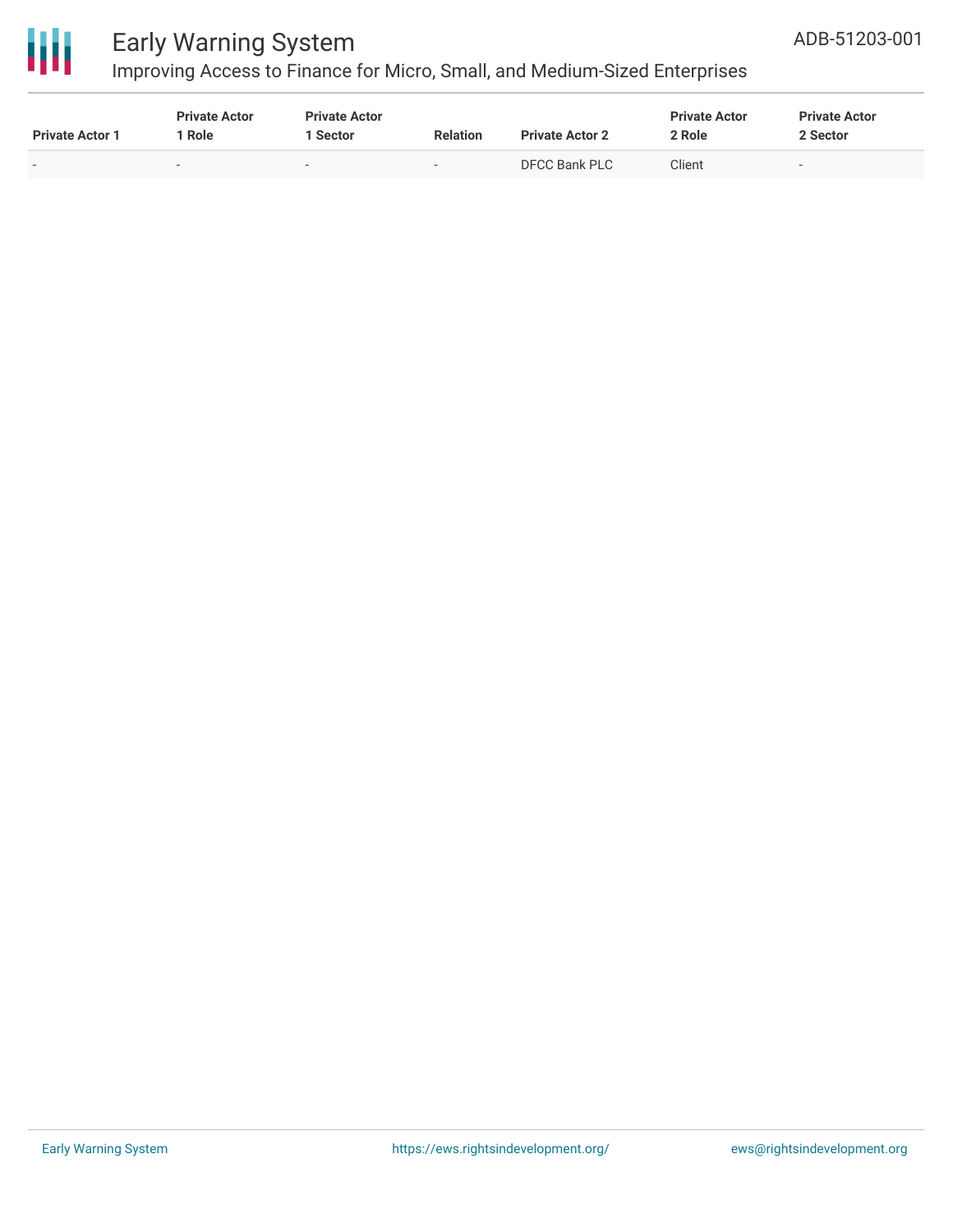| Private Actor 1 | Private Actor 1 Role | Private Actor 1 Sector | Relation | Private Actor 2 | Private Actor 2 Role | Private Actor 2 Sector |
|---|---|---|---|---|---|---|
| - | - | - | - | DFCC Bank PLC | Client | - |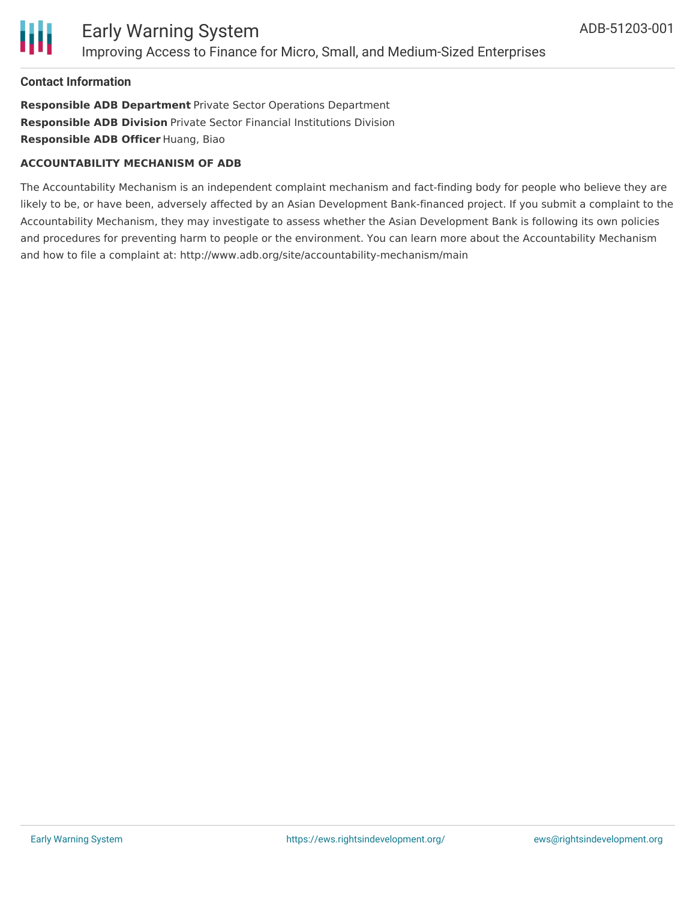## Contact Information

**Responsible ADB Department** Private Sector Operations Department
**Responsible ADB Division** Private Sector Financial Institutions Division
**Responsible ADB Officer** Huang, Biao

**ACCOUNTABILITY MECHANISM OF ADB**

The Accountability Mechanism is an independent complaint mechanism and fact-finding body for people who believe they are likely to be, or have been, adversely affected by an Asian Development Bank-financed project. If you submit a complaint to the Accountability Mechanism, they may investigate to assess whether the Asian Development Bank is following its own policies and procedures for preventing harm to people or the environment. You can learn more about the Accountability Mechanism and how to file a complaint at: http://www.adb.org/site/accountability-mechanism/main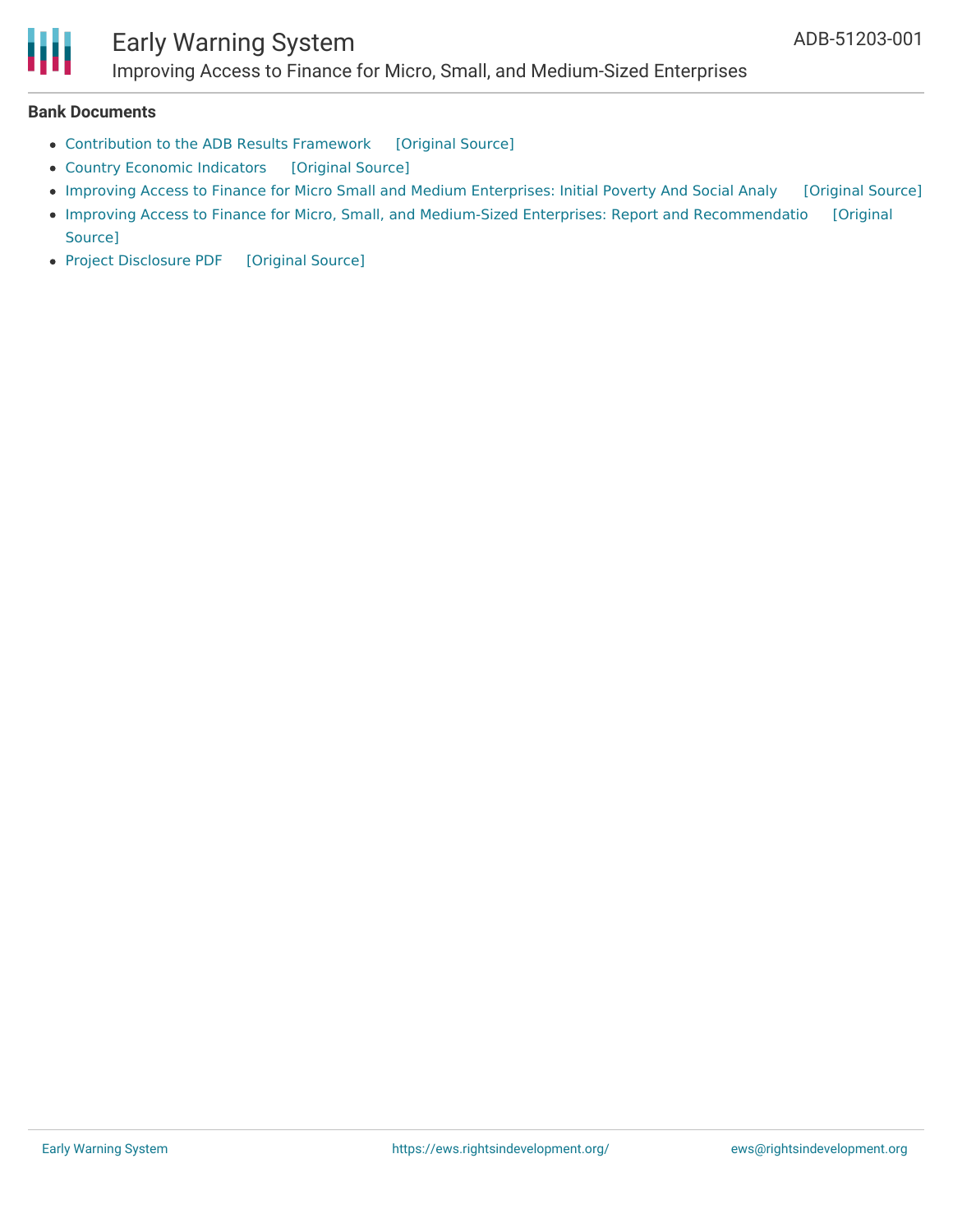### Bank Documents

- Contribution to the ADB Results Framework [Original Source]
- Country Economic Indicators [Original Source]
- Improving Access to Finance for Micro Small and Medium Enterprises: Initial Poverty And Social Analy [Original Source]
- Improving Access to Finance for Micro, Small, and Medium-Sized Enterprises: Report and Recommendatio [Original Source]
- Project Disclosure PDF [Original Source]